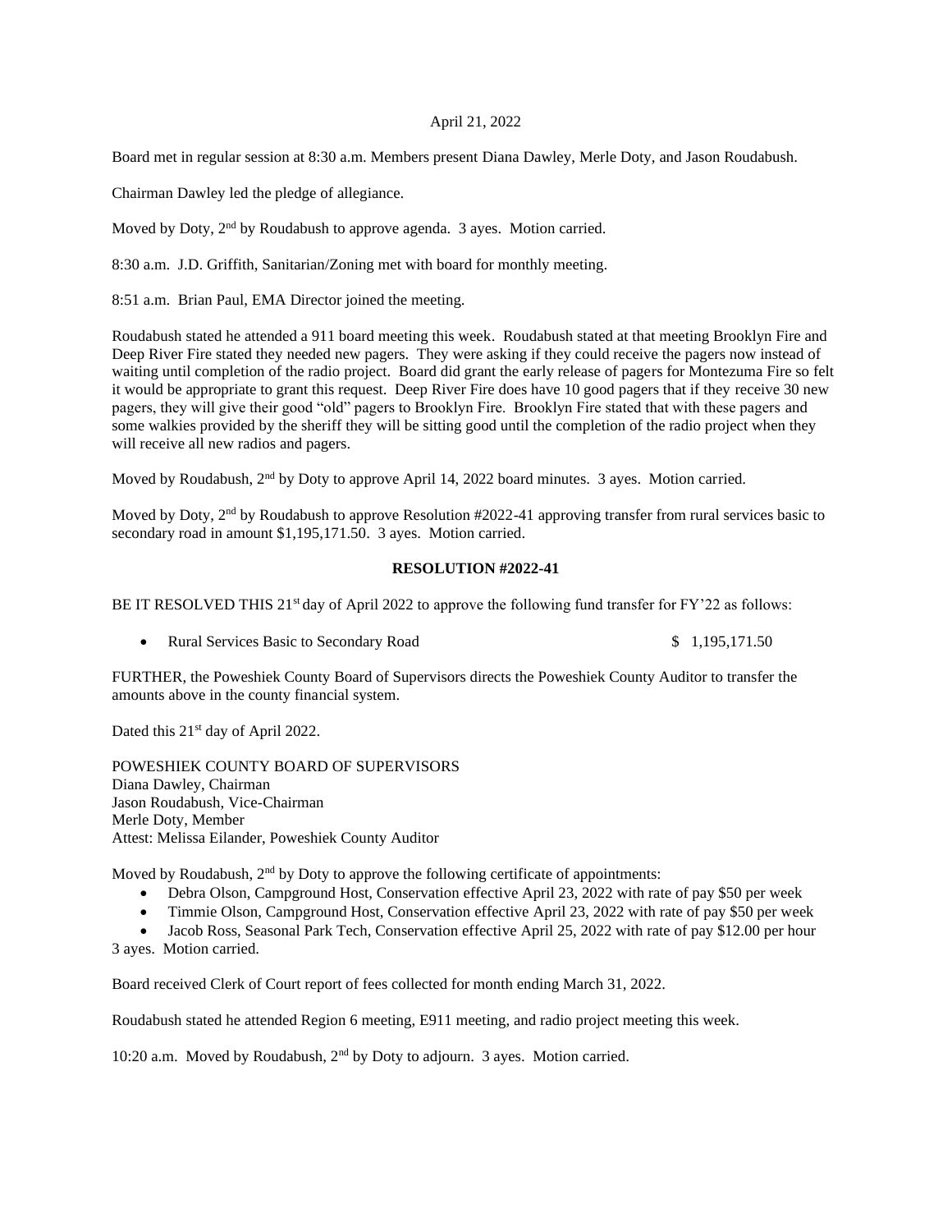April 21, 2022

Board met in regular session at 8:30 a.m. Members present Diana Dawley, Merle Doty, and Jason Roudabush.

Chairman Dawley led the pledge of allegiance.

Moved by Doty, 2nd by Roudabush to approve agenda. 3 ayes. Motion carried.

8:30 a.m. J.D. Griffith, Sanitarian/Zoning met with board for monthly meeting.

8:51 a.m. Brian Paul, EMA Director joined the meeting.

Roudabush stated he attended a 911 board meeting this week. Roudabush stated at that meeting Brooklyn Fire and Deep River Fire stated they needed new pagers. They were asking if they could receive the pagers now instead of waiting until completion of the radio project. Board did grant the early release of pagers for Montezuma Fire so felt it would be appropriate to grant this request. Deep River Fire does have 10 good pagers that if they receive 30 new pagers, they will give their good "old" pagers to Brooklyn Fire. Brooklyn Fire stated that with these pagers and some walkies provided by the sheriff they will be sitting good until the completion of the radio project when they will receive all new radios and pagers.

Moved by Roudabush, 2nd by Doty to approve April 14, 2022 board minutes. 3 ayes. Motion carried.

Moved by Doty, 2nd by Roudabush to approve Resolution #2022-41 approving transfer from rural services basic to secondary road in amount $1,195,171.50. 3 ayes. Motion carried.

**RESOLUTION #2022-41**

BE IT RESOLVED THIS 21st day of April 2022 to approve the following fund transfer for FY'22 as follows:

- Rural Services Basic to Secondary Road $ 1,195,171.50

FURTHER, the Poweshiek County Board of Supervisors directs the Poweshiek County Auditor to transfer the amounts above in the county financial system.

Dated this 21st day of April 2022.

POWESHIEK COUNTY BOARD OF SUPERVISORS
Diana Dawley, Chairman
Jason Roudabush, Vice-Chairman
Merle Doty, Member
Attest: Melissa Eilander, Poweshiek County Auditor

Moved by Roudabush, 2nd by Doty to approve the following certificate of appointments:

- Debra Olson, Campground Host, Conservation effective April 23, 2022 with rate of pay $50 per week
- Timmie Olson, Campground Host, Conservation effective April 23, 2022 with rate of pay $50 per week
- Jacob Ross, Seasonal Park Tech, Conservation effective April 25, 2022 with rate of pay $12.00 per hour

3 ayes. Motion carried.

Board received Clerk of Court report of fees collected for month ending March 31, 2022.

Roudabush stated he attended Region 6 meeting, E911 meeting, and radio project meeting this week.

10:20 a.m. Moved by Roudabush, 2nd by Doty to adjourn. 3 ayes. Motion carried.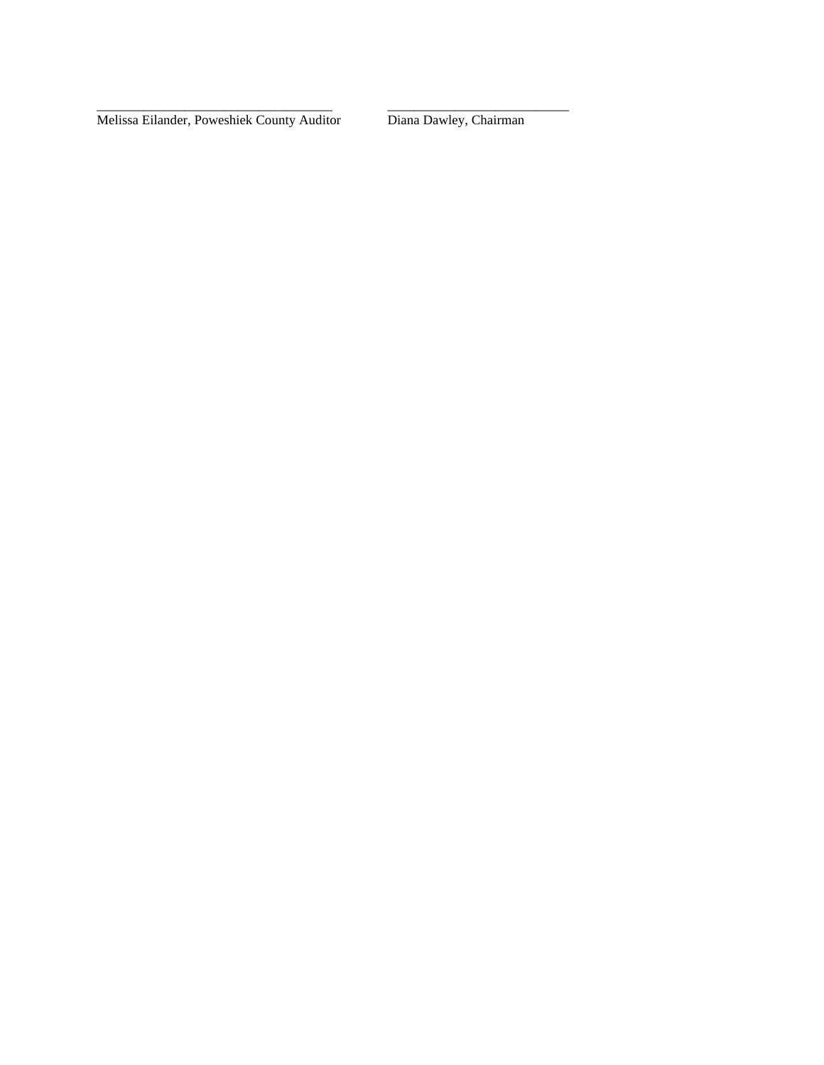___________________________________ ___________________________

Melissa Eilander, Poweshiek County Auditor Diana Dawley, Chairman